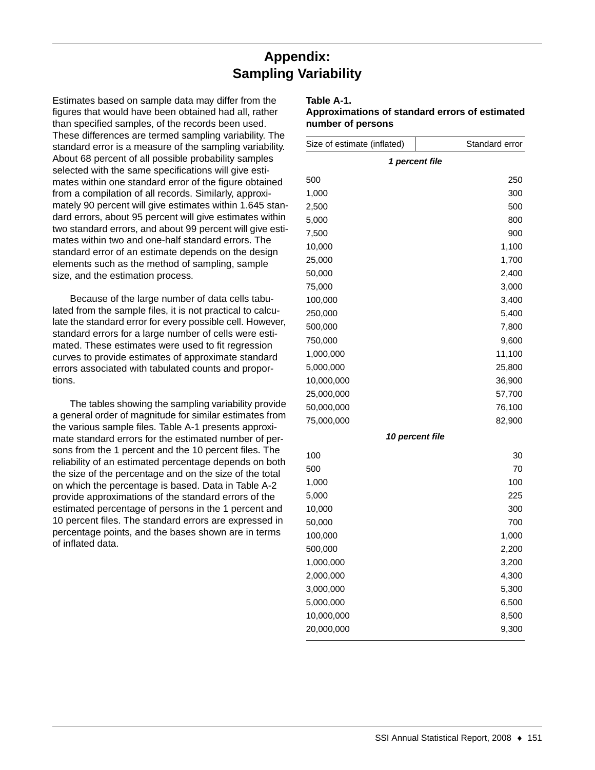# Appendix: Sampling Variability

Estimates based on sample data may differ from the figures that would have been obtained had all, rather than specified samples, of the records been used. These differences are termed sampling variability. The standard error is a measure of the sampling variability. About 68 percent of all possible probability samples selected with the same specifications will give estimates within one standard error of the figure obtained from a compilation of all records. Similarly, approximately 90 percent will give estimates within 1.645 standard errors, about 95 percent will give estimates within two standard errors, and about 99 percent will give estimates within two and one-half standard errors. The standard error of an estimate depends on the design elements such as the method of sampling, sample size, and the estimation process.

Because of the large number of data cells tabulated from the sample files, it is not practical to calculate the standard error for every possible cell. However, standard errors for a large number of cells were estimated. These estimates were used to fit regression curves to provide estimates of approximate standard errors associated with tabulated counts and proportions.

The tables showing the sampling variability provide a general order of magnitude for similar estimates from the various sample files. Table A-1 presents approximate standard errors for the estimated number of persons from the 1 percent and the 10 percent files. The reliability of an estimated percentage depends on both the size of the percentage and on the size of the total on which the percentage is based. Data in Table A-2 provide approximations of the standard errors of the estimated percentage of persons in the 1 percent and 10 percent files. The standard errors are expressed in percentage points, and the bases shown are in terms of inflated data.

**Table A-1.**
**Approximations of standard errors of estimated number of persons**

| Size of estimate (inflated) | Standard error |
|---|---|
| ***1 percent file*** | |
| 500 | 250 |
| 1,000 | 300 |
| 2,500 | 500 |
| 5,000 | 800 |
| 7,500 | 900 |
| 10,000 | 1,100 |
| 25,000 | 1,700 |
| 50,000 | 2,400 |
| 75,000 | 3,000 |
| 100,000 | 3,400 |
| 250,000 | 5,400 |
| 500,000 | 7,800 |
| 750,000 | 9,600 |
| 1,000,000 | 11,100 |
| 5,000,000 | 25,800 |
| 10,000,000 | 36,900 |
| 25,000,000 | 57,700 |
| 50,000,000 | 76,100 |
| 75,000,000 | 82,900 |
| ***10 percent file*** | |
| 100 | 30 |
| 500 | 70 |
| 1,000 | 100 |
| 5,000 | 225 |
| 10,000 | 300 |
| 50,000 | 700 |
| 100,000 | 1,000 |
| 500,000 | 2,200 |
| 1,000,000 | 3,200 |
| 2,000,000 | 4,300 |
| 3,000,000 | 5,300 |
| 5,000,000 | 6,500 |
| 10,000,000 | 8,500 |
| 20,000,000 | 9,300 |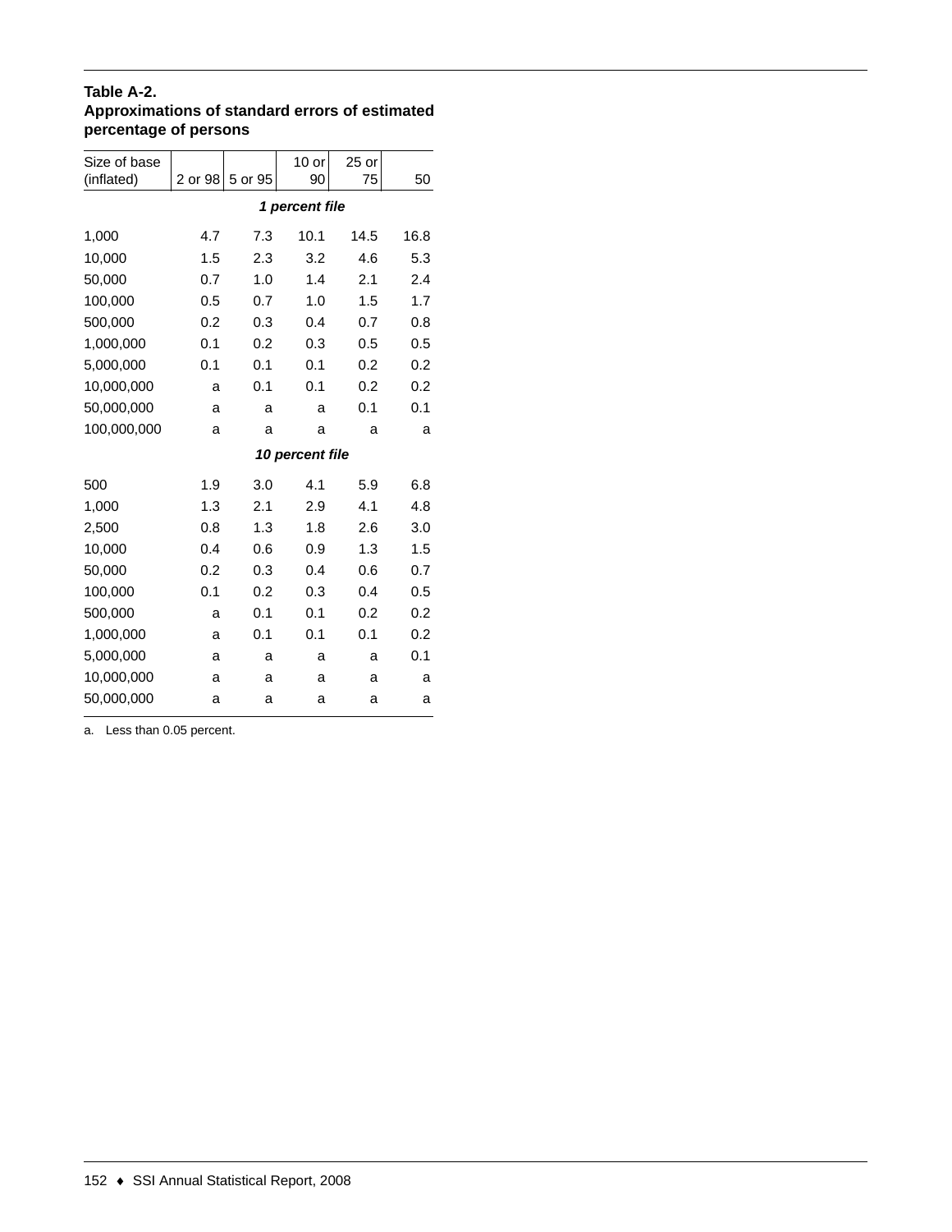**Table A-2.**
**Approximations of standard errors of estimated percentage of persons**

| Size of base (inflated) | 2 or 98 | 5 or 95 | 10 or 90 | 25 or 75 | 50 |
|---|---|---|---|---|---|
| ***1 percent file*** | | | | | |
| 1,000 | 4.7 | 7.3 | 10.1 | 14.5 | 16.8 |
| 10,000 | 1.5 | 2.3 | 3.2 | 4.6 | 5.3 |
| 50,000 | 0.7 | 1.0 | 1.4 | 2.1 | 2.4 |
| 100,000 | 0.5 | 0.7 | 1.0 | 1.5 | 1.7 |
| 500,000 | 0.2 | 0.3 | 0.4 | 0.7 | 0.8 |
| 1,000,000 | 0.1 | 0.2 | 0.3 | 0.5 | 0.5 |
| 5,000,000 | 0.1 | 0.1 | 0.1 | 0.2 | 0.2 |
| 10,000,000 | a | 0.1 | 0.1 | 0.2 | 0.2 |
| 50,000,000 | a | a | a | 0.1 | 0.1 |
| 100,000,000 | a | a | a | a | a |
| ***10 percent file*** | | | | | |
| 500 | 1.9 | 3.0 | 4.1 | 5.9 | 6.8 |
| 1,000 | 1.3 | 2.1 | 2.9 | 4.1 | 4.8 |
| 2,500 | 0.8 | 1.3 | 1.8 | 2.6 | 3.0 |
| 10,000 | 0.4 | 0.6 | 0.9 | 1.3 | 1.5 |
| 50,000 | 0.2 | 0.3 | 0.4 | 0.6 | 0.7 |
| 100,000 | 0.1 | 0.2 | 0.3 | 0.4 | 0.5 |
| 500,000 | a | 0.1 | 0.1 | 0.2 | 0.2 |
| 1,000,000 | a | 0.1 | 0.1 | 0.1 | 0.2 |
| 5,000,000 | a | a | a | a | 0.1 |
| 10,000,000 | a | a | a | a | a |
| 50,000,000 | a | a | a | a | a |

a. Less than 0.05 percent.